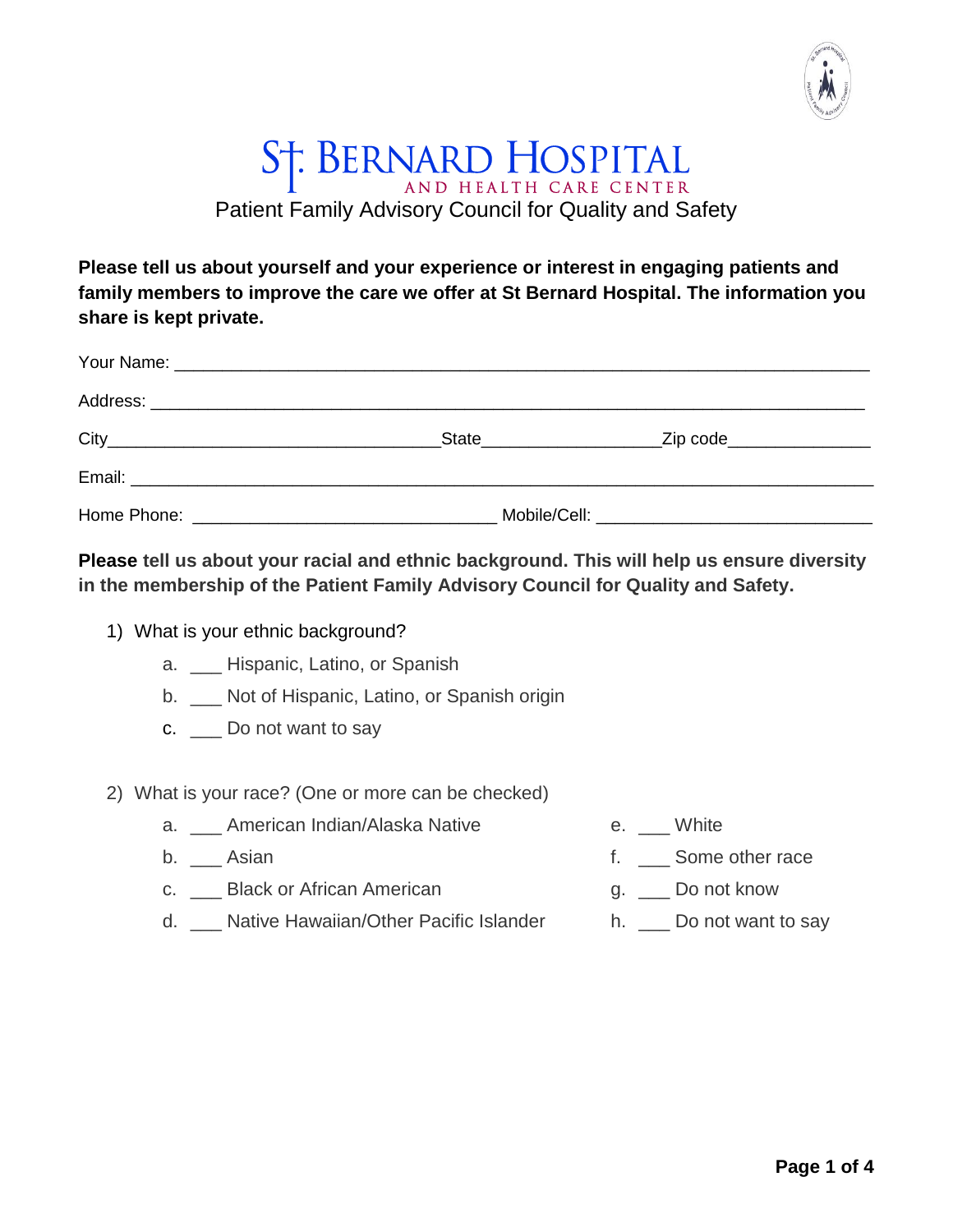# St. Bernard Hospital

AND HEALTH CARE CENTER

## Patient Family Advisory Council for Quality and Safety

**Please tell us about yourself and your experience or interest in engaging patients and family members to improve the care we offer at St Bernard Hospital. The information you share is kept private.**

Your Name: ______________________________________________________________________

Address: ________________________________________________________________________

City___________________________________ State__________________ Zip code_______________

Email: __________________________________________________________________________

Home Phone: ________________________________ Mobile/Cell: _____________________________

**Please tell us about your racial and ethnic background. This will help us ensure diversity in the membership of the Patient Family Advisory Council for Quality and Safety.**

1) What is your ethnic background?
   a. ___ Hispanic, Latino, or Spanish
   b. ___ Not of Hispanic, Latino, or Spanish origin
   c. ___ Do not want to say

2) What is your race? (One or more can be checked)
   a. ___ American Indian/Alaska Native
   b. ___ Asian
   c. ___ Black or African American
   d. ___ Native Hawaiian/Other Pacific Islander
   e. ___ White
   f. ___ Some other race
   g. ___ Do not know
   h. ___ Do not want to say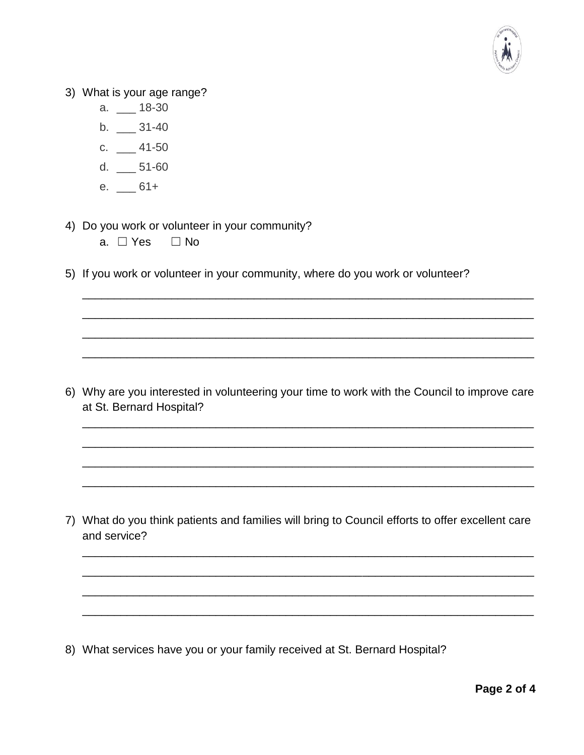3) What is your age range?
    a. ___ 18-30
    b. ___ 31-40
    c. ___ 41-50
    d. ___ 51-60
    e. ___ 61+

4) Do you work or volunteer in your community?
    a. ☐ Yes ☐ No

5) If you work or volunteer in your community, where do you work or volunteer?

_______________________________________________________________________

_______________________________________________________________________

_______________________________________________________________________

_______________________________________________________________________

6) Why are you interested in volunteering your time to work with the Council to improve care at St. Bernard Hospital?

_______________________________________________________________________

_______________________________________________________________________

_______________________________________________________________________

_______________________________________________________________________

7) What do you think patients and families will bring to Council efforts to offer excellent care and service?

_______________________________________________________________________

_______________________________________________________________________

_______________________________________________________________________

_______________________________________________________________________

8) What services have you or your family received at St. Bernard Hospital?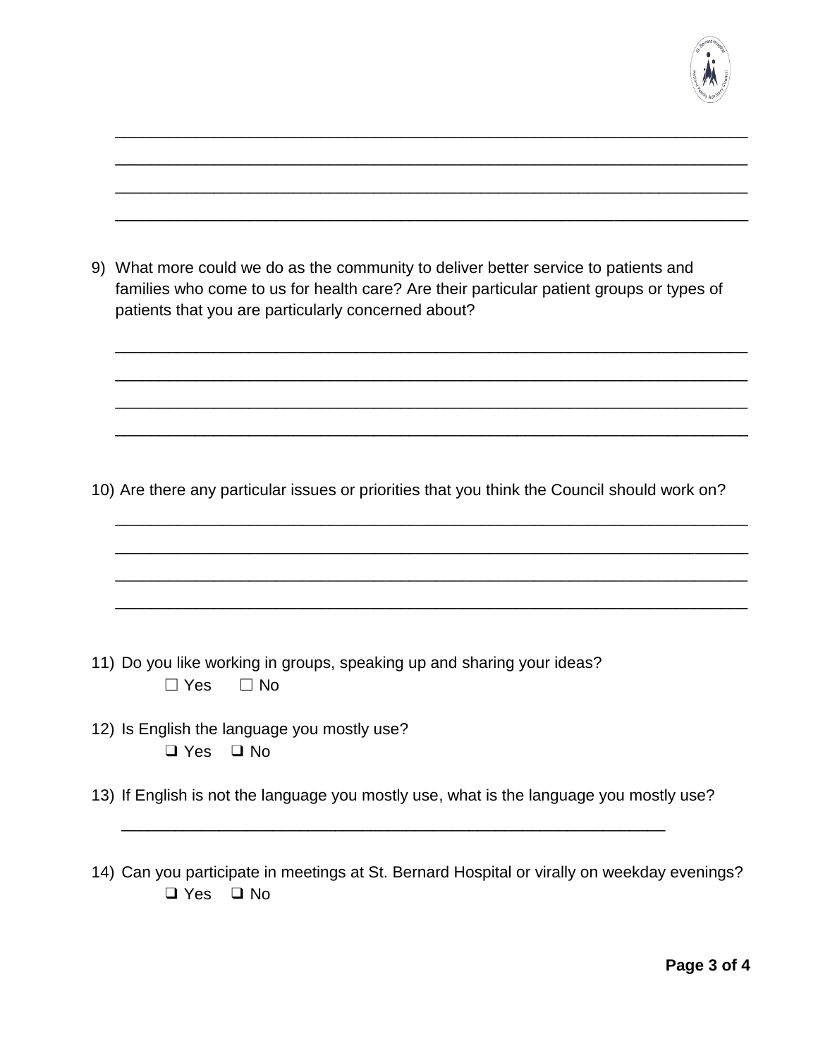\_\_\_\_\_\_\_\_\_\_\_\_\_\_\_\_\_\_\_\_\_\_\_\_\_\_\_\_\_\_\_\_\_\_\_\_\_\_\_\_\_\_\_\_\_\_\_\_\_\_\_\_\_\_\_\_\_\_\_\_\_\_\_\_\_\_\_\_\_\_
\_\_\_\_\_\_\_\_\_\_\_\_\_\_\_\_\_\_\_\_\_\_\_\_\_\_\_\_\_\_\_\_\_\_\_\_\_\_\_\_\_\_\_\_\_\_\_\_\_\_\_\_\_\_\_\_\_\_\_\_\_\_\_\_\_\_\_\_\_\_
\_\_\_\_\_\_\_\_\_\_\_\_\_\_\_\_\_\_\_\_\_\_\_\_\_\_\_\_\_\_\_\_\_\_\_\_\_\_\_\_\_\_\_\_\_\_\_\_\_\_\_\_\_\_\_\_\_\_\_\_\_\_\_\_\_\_\_\_\_\_
\_\_\_\_\_\_\_\_\_\_\_\_\_\_\_\_\_\_\_\_\_\_\_\_\_\_\_\_\_\_\_\_\_\_\_\_\_\_\_\_\_\_\_\_\_\_\_\_\_\_\_\_\_\_\_\_\_\_\_\_\_\_\_\_\_\_\_\_\_\_

9) What more could we do as the community to deliver better service to patients and families who come to us for health care? Are their particular patient groups or types of patients that you are particularly concerned about?

\_\_\_\_\_\_\_\_\_\_\_\_\_\_\_\_\_\_\_\_\_\_\_\_\_\_\_\_\_\_\_\_\_\_\_\_\_\_\_\_\_\_\_\_\_\_\_\_\_\_\_\_\_\_\_\_\_\_\_\_\_\_\_\_\_\_\_\_\_\_
\_\_\_\_\_\_\_\_\_\_\_\_\_\_\_\_\_\_\_\_\_\_\_\_\_\_\_\_\_\_\_\_\_\_\_\_\_\_\_\_\_\_\_\_\_\_\_\_\_\_\_\_\_\_\_\_\_\_\_\_\_\_\_\_\_\_\_\_\_\_
\_\_\_\_\_\_\_\_\_\_\_\_\_\_\_\_\_\_\_\_\_\_\_\_\_\_\_\_\_\_\_\_\_\_\_\_\_\_\_\_\_\_\_\_\_\_\_\_\_\_\_\_\_\_\_\_\_\_\_\_\_\_\_\_\_\_\_\_\_\_
\_\_\_\_\_\_\_\_\_\_\_\_\_\_\_\_\_\_\_\_\_\_\_\_\_\_\_\_\_\_\_\_\_\_\_\_\_\_\_\_\_\_\_\_\_\_\_\_\_\_\_\_\_\_\_\_\_\_\_\_\_\_\_\_\_\_\_\_\_\_

10) Are there any particular issues or priorities that you think the Council should work on?

\_\_\_\_\_\_\_\_\_\_\_\_\_\_\_\_\_\_\_\_\_\_\_\_\_\_\_\_\_\_\_\_\_\_\_\_\_\_\_\_\_\_\_\_\_\_\_\_\_\_\_\_\_\_\_\_\_\_\_\_\_\_\_\_\_\_\_\_\_\_
\_\_\_\_\_\_\_\_\_\_\_\_\_\_\_\_\_\_\_\_\_\_\_\_\_\_\_\_\_\_\_\_\_\_\_\_\_\_\_\_\_\_\_\_\_\_\_\_\_\_\_\_\_\_\_\_\_\_\_\_\_\_\_\_\_\_\_\_\_\_
\_\_\_\_\_\_\_\_\_\_\_\_\_\_\_\_\_\_\_\_\_\_\_\_\_\_\_\_\_\_\_\_\_\_\_\_\_\_\_\_\_\_\_\_\_\_\_\_\_\_\_\_\_\_\_\_\_\_\_\_\_\_\_\_\_\_\_\_\_\_
\_\_\_\_\_\_\_\_\_\_\_\_\_\_\_\_\_\_\_\_\_\_\_\_\_\_\_\_\_\_\_\_\_\_\_\_\_\_\_\_\_\_\_\_\_\_\_\_\_\_\_\_\_\_\_\_\_\_\_\_\_\_\_\_\_\_\_\_\_\_

11) Do you like working in groups, speaking up and sharing your ideas?

☐ Yes ☐ No

12) Is English the language you mostly use?

❑ Yes ❑ No

13) If English is not the language you mostly use, what is the language you mostly use?

\_\_\_\_\_\_\_\_\_\_\_\_\_\_\_\_\_\_\_\_\_\_\_\_\_\_\_\_\_\_\_\_\_\_\_\_\_\_\_\_\_\_\_\_\_\_\_\_\_\_\_\_\_\_\_\_\_\_\_\_\_\_\_\_

14) Can you participate in meetings at St. Bernard Hospital or virally on weekday evenings?

❑ Yes ❑ No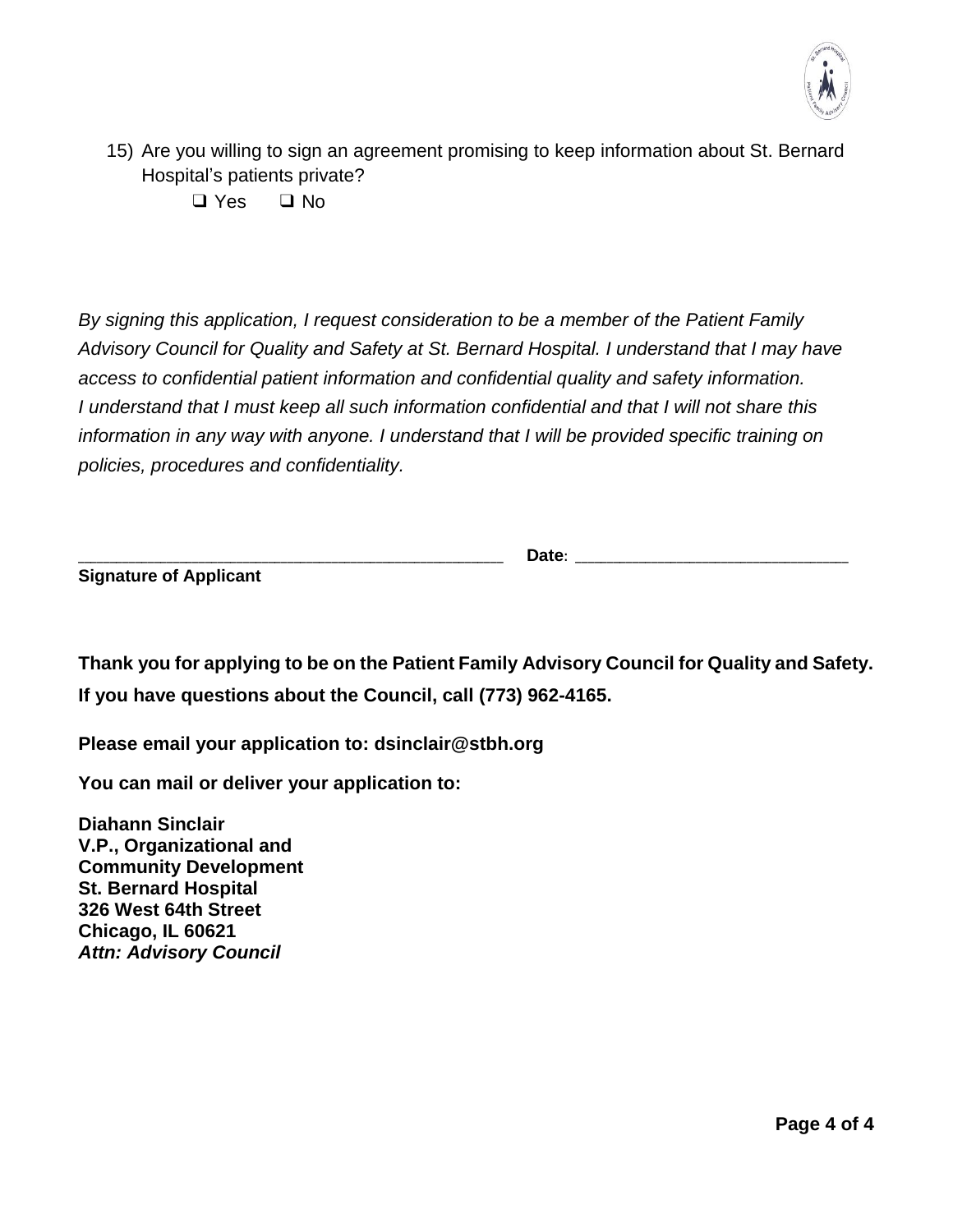15) Are you willing to sign an agreement promising to keep information about St. Bernard Hospital's patients private?

    ❑ Yes ❑ No

*By signing this application, I request consideration to be a member of the Patient Family Advisory Council for Quality and Safety at St. Bernard Hospital. I understand that I may have access to confidential patient information and confidential quality and safety information. I understand that I must keep all such information confidential and that I will not share this information in any way with anyone. I understand that I will be provided specific training on policies, procedures and confidentiality.*

_______________________________________________ **Date**: ____________________________

**Signature of Applicant**

**Thank you for applying to be on the Patient Family Advisory Council for Quality and Safety. If you have questions about the Council, call (773) 962-4165.**

**Please email your application to: dsinclair@stbh.org**

**You can mail or deliver your application to:**

**Diahann Sinclair**
**V.P., Organizational and**
**Community Development**
**St. Bernard Hospital**
**326 West 64th Street**
**Chicago, IL 60621**
***Attn: Advisory Council***